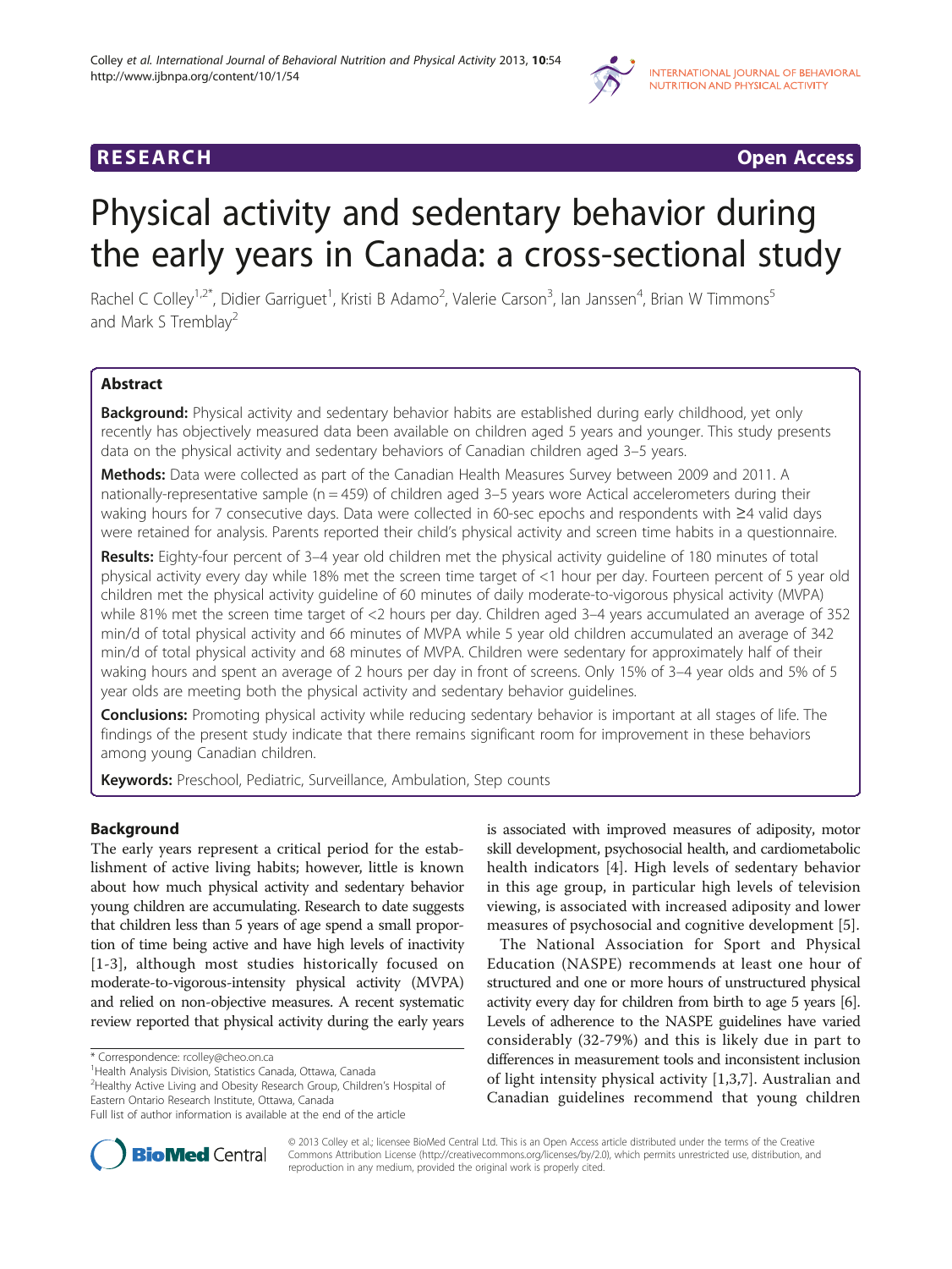**RESEARCH** **Open Access**

# Physical activity and sedentary behavior during the early years in Canada: a cross-sectional study

Rachel C Colley[1,2*], Didier Garriguet[1], Kristi B Adamo[2], Valerie Carson[3], Ian Janssen[4], Brian W Timmons[5] and Mark S Tremblay[2]

## Abstract

**Background:** Physical activity and sedentary behavior habits are established during early childhood, yet only recently has objectively measured data been available on children aged 5 years and younger. This study presents data on the physical activity and sedentary behaviors of Canadian children aged 3–5 years.

**Methods:** Data were collected as part of the Canadian Health Measures Survey between 2009 and 2011. A nationally-representative sample (n = 459) of children aged 3–5 years wore Actical accelerometers during their waking hours for 7 consecutive days. Data were collected in 60-sec epochs and respondents with ≥4 valid days were retained for analysis. Parents reported their child's physical activity and screen time habits in a questionnaire.

**Results:** Eighty-four percent of 3–4 year old children met the physical activity guideline of 180 minutes of total physical activity every day while 18% met the screen time target of <1 hour per day. Fourteen percent of 5 year old children met the physical activity guideline of 60 minutes of daily moderate-to-vigorous physical activity (MVPA) while 81% met the screen time target of <2 hours per day. Children aged 3–4 years accumulated an average of 352 min/d of total physical activity and 66 minutes of MVPA while 5 year old children accumulated an average of 342 min/d of total physical activity and 68 minutes of MVPA. Children were sedentary for approximately half of their waking hours and spent an average of 2 hours per day in front of screens. Only 15% of 3–4 year olds and 5% of 5 year olds are meeting both the physical activity and sedentary behavior guidelines.

**Conclusions:** Promoting physical activity while reducing sedentary behavior is important at all stages of life. The findings of the present study indicate that there remains significant room for improvement in these behaviors among young Canadian children.

**Keywords:** Preschool, Pediatric, Surveillance, Ambulation, Step counts

## Background

The early years represent a critical period for the establishment of active living habits; however, little is known about how much physical activity and sedentary behavior young children are accumulating. Research to date suggests that children less than 5 years of age spend a small proportion of time being active and have high levels of inactivity [1-3], although most studies historically focused on moderate-to-vigorous-intensity physical activity (MVPA) and relied on non-objective measures. A recent systematic review reported that physical activity during the early years is associated with improved measures of adiposity, motor skill development, psychosocial health, and cardiometabolic health indicators [4]. High levels of sedentary behavior in this age group, in particular high levels of television viewing, is associated with increased adiposity and lower measures of psychosocial and cognitive development [5].

The National Association for Sport and Physical Education (NASPE) recommends at least one hour of structured and one or more hours of unstructured physical activity every day for children from birth to age 5 years [6]. Levels of adherence to the NASPE guidelines have varied considerably (32-79%) and this is likely due in part to differences in measurement tools and inconsistent inclusion of light intensity physical activity [1,3,7]. Australian and Canadian guidelines recommend that young children

\* Correspondence: rcolley@cheo.on.ca
[1]Health Analysis Division, Statistics Canada, Ottawa, Canada
[2]Healthy Active Living and Obesity Research Group, Children's Hospital of Eastern Ontario Research Institute, Ottawa, Canada
Full list of author information is available at the end of the article

© 2013 Colley et al.; licensee BioMed Central Ltd. This is an Open Access article distributed under the terms of the Creative Commons Attribution License (http://creativecommons.org/licenses/by/2.0), which permits unrestricted use, distribution, and reproduction in any medium, provided the original work is properly cited.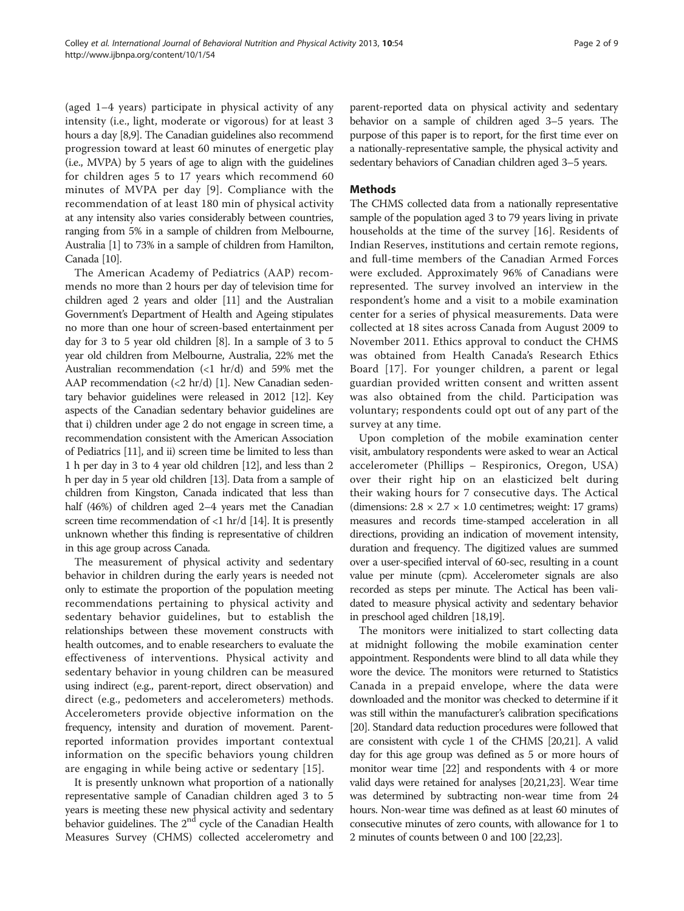(aged 1–4 years) participate in physical activity of any intensity (i.e., light, moderate or vigorous) for at least 3 hours a day [8,9]. The Canadian guidelines also recommend progression toward at least 60 minutes of energetic play (i.e., MVPA) by 5 years of age to align with the guidelines for children ages 5 to 17 years which recommend 60 minutes of MVPA per day [9]. Compliance with the recommendation of at least 180 min of physical activity at any intensity also varies considerably between countries, ranging from 5% in a sample of children from Melbourne, Australia [1] to 73% in a sample of children from Hamilton, Canada [10].

The American Academy of Pediatrics (AAP) recommends no more than 2 hours per day of television time for children aged 2 years and older [11] and the Australian Government's Department of Health and Ageing stipulates no more than one hour of screen-based entertainment per day for 3 to 5 year old children [8]. In a sample of 3 to 5 year old children from Melbourne, Australia, 22% met the Australian recommendation (<1 hr/d) and 59% met the AAP recommendation (<2 hr/d) [1]. New Canadian sedentary behavior guidelines were released in 2012 [12]. Key aspects of the Canadian sedentary behavior guidelines are that i) children under age 2 do not engage in screen time, a recommendation consistent with the American Association of Pediatrics [11], and ii) screen time be limited to less than 1 h per day in 3 to 4 year old children [12], and less than 2 h per day in 5 year old children [13]. Data from a sample of children from Kingston, Canada indicated that less than half (46%) of children aged 2–4 years met the Canadian screen time recommendation of <1 hr/d [14]. It is presently unknown whether this finding is representative of children in this age group across Canada.

The measurement of physical activity and sedentary behavior in children during the early years is needed not only to estimate the proportion of the population meeting recommendations pertaining to physical activity and sedentary behavior guidelines, but to establish the relationships between these movement constructs with health outcomes, and to enable researchers to evaluate the effectiveness of interventions. Physical activity and sedentary behavior in young children can be measured using indirect (e.g., parent-report, direct observation) and direct (e.g., pedometers and accelerometers) methods. Accelerometers provide objective information on the frequency, intensity and duration of movement. Parent-reported information provides important contextual information on the specific behaviors young children are engaging in while being active or sedentary [15].

It is presently unknown what proportion of a nationally representative sample of Canadian children aged 3 to 5 years is meeting these new physical activity and sedentary behavior guidelines. The 2nd cycle of the Canadian Health Measures Survey (CHMS) collected accelerometry and parent-reported data on physical activity and sedentary behavior on a sample of children aged 3–5 years. The purpose of this paper is to report, for the first time ever on a nationally-representative sample, the physical activity and sedentary behaviors of Canadian children aged 3–5 years.

## Methods

The CHMS collected data from a nationally representative sample of the population aged 3 to 79 years living in private households at the time of the survey [16]. Residents of Indian Reserves, institutions and certain remote regions, and full-time members of the Canadian Armed Forces were excluded. Approximately 96% of Canadians were represented. The survey involved an interview in the respondent's home and a visit to a mobile examination center for a series of physical measurements. Data were collected at 18 sites across Canada from August 2009 to November 2011. Ethics approval to conduct the CHMS was obtained from Health Canada's Research Ethics Board [17]. For younger children, a parent or legal guardian provided written consent and written assent was also obtained from the child. Participation was voluntary; respondents could opt out of any part of the survey at any time.

Upon completion of the mobile examination center visit, ambulatory respondents were asked to wear an Actical accelerometer (Phillips – Respironics, Oregon, USA) over their right hip on an elasticized belt during their waking hours for 7 consecutive days. The Actical (dimensions: $2.8 \times 2.7 \times 1.0$ centimetres; weight: 17 grams) measures and records time-stamped acceleration in all directions, providing an indication of movement intensity, duration and frequency. The digitized values are summed over a user-specified interval of 60-sec, resulting in a count value per minute (cpm). Accelerometer signals are also recorded as steps per minute. The Actical has been validated to measure physical activity and sedentary behavior in preschool aged children [18,19].

The monitors were initialized to start collecting data at midnight following the mobile examination center appointment. Respondents were blind to all data while they wore the device. The monitors were returned to Statistics Canada in a prepaid envelope, where the data were downloaded and the monitor was checked to determine if it was still within the manufacturer's calibration specifications [20]. Standard data reduction procedures were followed that are consistent with cycle 1 of the CHMS [20,21]. A valid day for this age group was defined as 5 or more hours of monitor wear time [22] and respondents with 4 or more valid days were retained for analyses [20,21,23]. Wear time was determined by subtracting non-wear time from 24 hours. Non-wear time was defined as at least 60 minutes of consecutive minutes of zero counts, with allowance for 1 to 2 minutes of counts between 0 and 100 [22,23].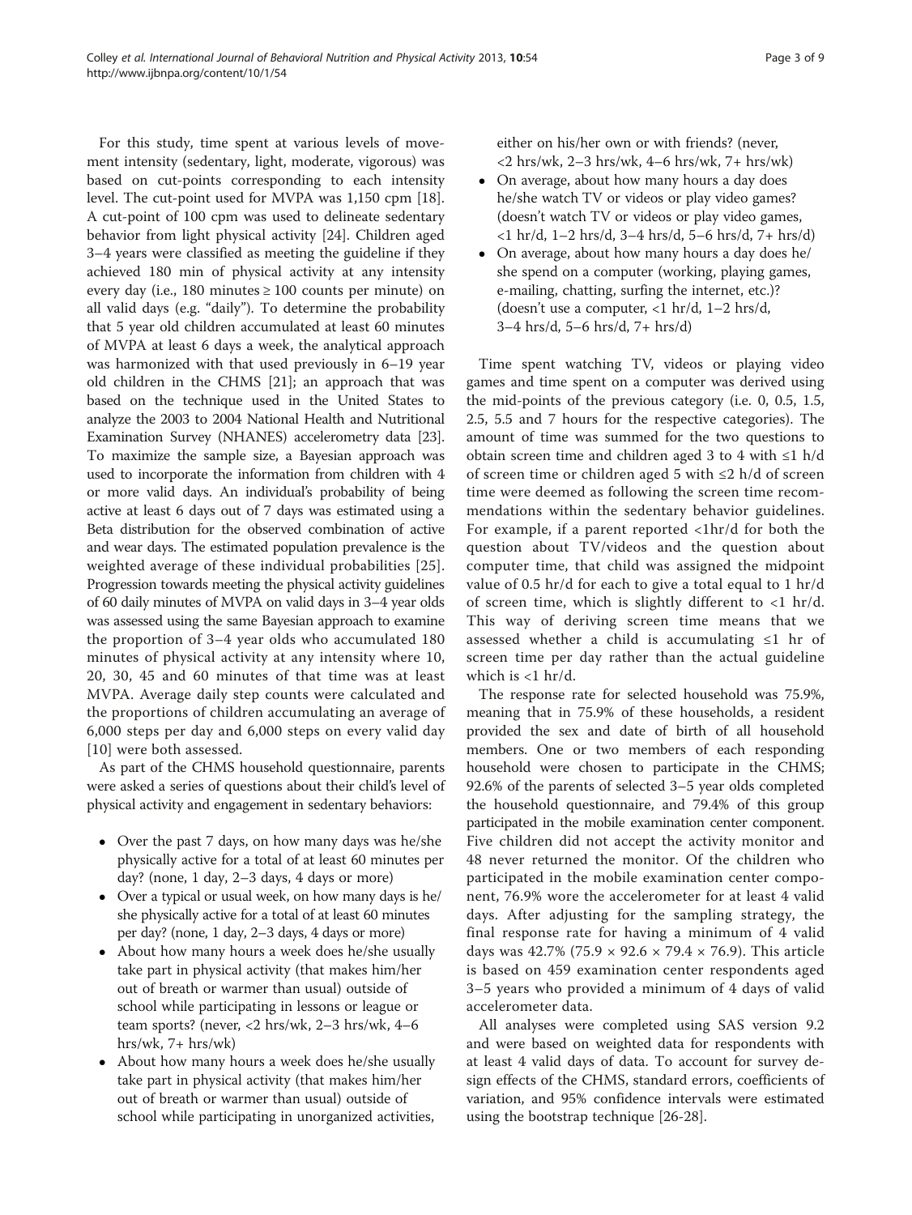For this study, time spent at various levels of movement intensity (sedentary, light, moderate, vigorous) was based on cut-points corresponding to each intensity level. The cut-point used for MVPA was 1,150 cpm [18]. A cut-point of 100 cpm was used to delineate sedentary behavior from light physical activity [24]. Children aged 3–4 years were classified as meeting the guideline if they achieved 180 min of physical activity at any intensity every day (i.e., 180 minutes ≥ 100 counts per minute) on all valid days (e.g. "daily"). To determine the probability that 5 year old children accumulated at least 60 minutes of MVPA at least 6 days a week, the analytical approach was harmonized with that used previously in 6–19 year old children in the CHMS [21]; an approach that was based on the technique used in the United States to analyze the 2003 to 2004 National Health and Nutritional Examination Survey (NHANES) accelerometry data [23]. To maximize the sample size, a Bayesian approach was used to incorporate the information from children with 4 or more valid days. An individual's probability of being active at least 6 days out of 7 days was estimated using a Beta distribution for the observed combination of active and wear days. The estimated population prevalence is the weighted average of these individual probabilities [25]. Progression towards meeting the physical activity guidelines of 60 daily minutes of MVPA on valid days in 3–4 year olds was assessed using the same Bayesian approach to examine the proportion of 3–4 year olds who accumulated 180 minutes of physical activity at any intensity where 10, 20, 30, 45 and 60 minutes of that time was at least MVPA. Average daily step counts were calculated and the proportions of children accumulating an average of 6,000 steps per day and 6,000 steps on every valid day [10] were both assessed.

As part of the CHMS household questionnaire, parents were asked a series of questions about their child's level of physical activity and engagement in sedentary behaviors:

- Over the past 7 days, on how many days was he/she physically active for a total of at least 60 minutes per day? (none, 1 day, 2–3 days, 4 days or more)
- Over a typical or usual week, on how many days is he/she physically active for a total of at least 60 minutes per day? (none, 1 day, 2–3 days, 4 days or more)
- About how many hours a week does he/she usually take part in physical activity (that makes him/her out of breath or warmer than usual) outside of school while participating in lessons or league or team sports? (never, <2 hrs/wk, 2–3 hrs/wk, 4–6 hrs/wk, 7+ hrs/wk)
- About how many hours a week does he/she usually take part in physical activity (that makes him/her out of breath or warmer than usual) outside of school while participating in unorganized activities, either on his/her own or with friends? (never, <2 hrs/wk, 2–3 hrs/wk, 4–6 hrs/wk, 7+ hrs/wk)
- On average, about how many hours a day does he/she watch TV or videos or play video games? (doesn't watch TV or videos or play video games, <1 hr/d, 1–2 hrs/d, 3–4 hrs/d, 5–6 hrs/d, 7+ hrs/d)
- On average, about how many hours a day does he/she spend on a computer (working, playing games, e-mailing, chatting, surfing the internet, etc.)? (doesn't use a computer, <1 hr/d, 1–2 hrs/d, 3–4 hrs/d, 5–6 hrs/d, 7+ hrs/d)

Time spent watching TV, videos or playing video games and time spent on a computer was derived using the mid-points of the previous category (i.e. 0, 0.5, 1.5, 2.5, 5.5 and 7 hours for the respective categories). The amount of time was summed for the two questions to obtain screen time and children aged 3 to 4 with ≤1 h/d of screen time or children aged 5 with ≤2 h/d of screen time were deemed as following the screen time recommendations within the sedentary behavior guidelines. For example, if a parent reported <1hr/d for both the question about TV/videos and the question about computer time, that child was assigned the midpoint value of 0.5 hr/d for each to give a total equal to 1 hr/d of screen time, which is slightly different to <1 hr/d. This way of deriving screen time means that we assessed whether a child is accumulating ≤1 hr of screen time per day rather than the actual guideline which is <1 hr/d.

The response rate for selected household was 75.9%, meaning that in 75.9% of these households, a resident provided the sex and date of birth of all household members. One or two members of each responding household were chosen to participate in the CHMS; 92.6% of the parents of selected 3–5 year olds completed the household questionnaire, and 79.4% of this group participated in the mobile examination center component. Five children did not accept the activity monitor and 48 never returned the monitor. Of the children who participated in the mobile examination center component, 76.9% wore the accelerometer for at least 4 valid days. After adjusting for the sampling strategy, the final response rate for having a minimum of 4 valid days was 42.7% (75.9 × 92.6 × 79.4 × 76.9). This article is based on 459 examination center respondents aged 3–5 years who provided a minimum of 4 days of valid accelerometer data.

All analyses were completed using SAS version 9.2 and were based on weighted data for respondents with at least 4 valid days of data. To account for survey design effects of the CHMS, standard errors, coefficients of variation, and 95% confidence intervals were estimated using the bootstrap technique [26-28].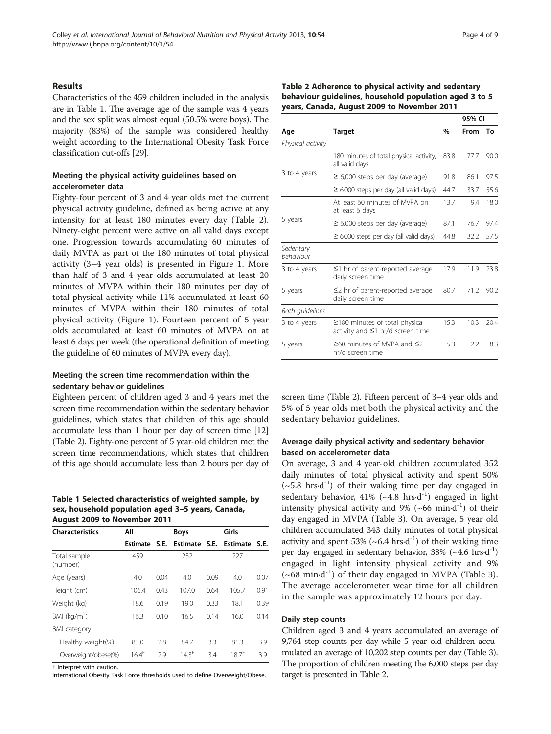## Results

Characteristics of the 459 children included in the analysis are in Table 1. The average age of the sample was 4 years and the sex split was almost equal (50.5% were boys). The majority (83%) of the sample was considered healthy weight according to the International Obesity Task Force classification cut-offs [29].

### Meeting the physical activity guidelines based on accelerometer data

Eighty-four percent of 3 and 4 year olds met the current physical activity guideline, defined as being active at any intensity for at least 180 minutes every day (Table 2). Ninety-eight percent were active on all valid days except one. Progression towards accumulating 60 minutes of daily MVPA as part of the 180 minutes of total physical activity (3–4 year olds) is presented in Figure 1. More than half of 3 and 4 year olds accumulated at least 20 minutes of MVPA within their 180 minutes per day of total physical activity while 11% accumulated at least 60 minutes of MVPA within their 180 minutes of total physical activity (Figure 1). Fourteen percent of 5 year olds accumulated at least 60 minutes of MVPA on at least 6 days per week (the operational definition of meeting the guideline of 60 minutes of MVPA every day).

### Meeting the screen time recommendation within the sedentary behavior guidelines

Eighteen percent of children aged 3 and 4 years met the screen time recommendation within the sedentary behavior guidelines, which states that children of this age should accumulate less than 1 hour per day of screen time [12] (Table 2). Eighty-one percent of 5 year-old children met the screen time recommendations, which states that children of this age should accumulate less than 2 hours per day of screen time (Table 2). Fifteen percent of 3–4 year olds and 5% of 5 year olds met both the physical activity and the sedentary behavior guidelines.

**Table 1 Selected characteristics of weighted sample, by sex, household population aged 3–5 years, Canada, August 2009 to November 2011**

| Characteristics | All | | Boys | | Girls | |
|---|---|---|---|---|---|---|
| | Estimate | S.E. | Estimate | S.E. | Estimate | S.E. |
| Total sample (number) | 459 | | 232 | | 227 | |
| Age (years) | 4.0 | 0.04 | 4.0 | 0.09 | 4.0 | 0.07 |
| Height (cm) | 106.4 | 0.43 | 107.0 | 0.64 | 105.7 | 0.91 |
| Weight (kg) | 18.6 | 0.19 | 19.0 | 0.33 | 18.1 | 0.39 |
| BMI (kg/m$^2$) | 16.3 | 0.10 | 16.5 | 0.14 | 16.0 | 0.14 |
| BMI category | | | | | | |
| Healthy weight(%) | 83.0 | 2.8 | 84.7 | 3.3 | 81.3 | 3.9 |
| Overweight/obese(%) | 16.4$^E$ | 2.9 | 14.3$^E$ | 3.4 | 18.7$^E$ | 3.9 |

E Interpret with caution.
International Obesity Task Force thresholds used to define Overweight/Obese.

**Table 2 Adherence to physical activity and sedentary behaviour guidelines, household population aged 3 to 5 years, Canada, August 2009 to November 2011**

| Age | Target | % | 95% CI From | 95% CI To |
|---|---|---|---|---|
| *Physical activity* | | | | |
| 3 to 4 years | 180 minutes of total physical activity, all valid days | 83.8 | 77.7 | 90.0 |
| | ≥ 6,000 steps per day (average) | 91.8 | 86.1 | 97.5 |
| | ≥ 6,000 steps per day (all valid days) | 44.7 | 33.7 | 55.6 |
| 5 years | At least 60 minutes of MVPA on at least 6 days | 13.7 | 9.4 | 18.0 |
| | ≥ 6,000 steps per day (average) | 87.1 | 76.7 | 97.4 |
| | ≥ 6,000 steps per day (all valid days) | 44.8 | 32.2 | 57.5 |
| *Sedentary behaviour* | | | | |
| 3 to 4 years | ≤1 hr of parent-reported average daily screen time | 17.9 | 11.9 | 23.8 |
| 5 years | ≤2 hr of parent-reported average daily screen time | 80.7 | 71.2 | 90.2 |
| *Both guidelines* | | | | |
| 3 to 4 years | ≥180 minutes of total physical activity and ≤1 hr/d screen time | 15.3 | 10.3 | 20.4 |
| 5 years | ≥60 minutes of MVPA and ≤2 hr/d screen time | 5.3 | 2.2 | 8.3 |

### Average daily physical activity and sedentary behavior based on accelerometer data

On average, 3 and 4 year-old children accumulated 352 daily minutes of total physical activity and spent 50% (~5.8 hrs·d$^{-1}$) of their waking time per day engaged in sedentary behavior, 41% (~4.8 hrs·d$^{-1}$) engaged in light intensity physical activity and 9% (~66 min·d$^{-1}$) of their day engaged in MVPA (Table 3). On average, 5 year old children accumulated 343 daily minutes of total physical activity and spent 53% (~6.4 hrs·d$^{-1}$) of their waking time per day engaged in sedentary behavior, 38% (~4.6 hrs·d$^{-1}$) engaged in light intensity physical activity and 9% (~68 min·d$^{-1}$) of their day engaged in MVPA (Table 3). The average accelerometer wear time for all children in the sample was approximately 12 hours per day.

### Daily step counts

Children aged 3 and 4 years accumulated an average of 9,764 step counts per day while 5 year old children accumulated an average of 10,202 step counts per day (Table 3). The proportion of children meeting the 6,000 steps per day target is presented in Table 2.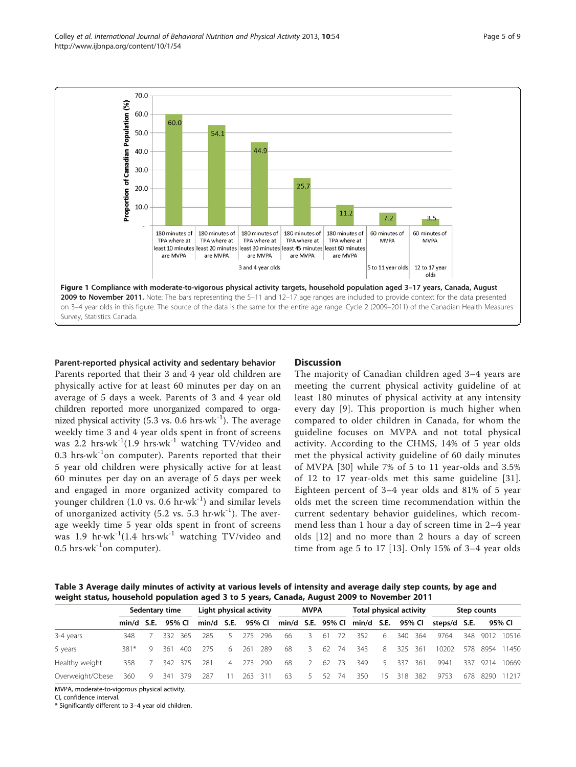Figure 1 Compliance with moderate-to-vigorous physical activity targets, household population aged 3–17 years, Canada, August 2009 to November 2011. Note: The bars representing the 5–11 and 12–17 age ranges are included to provide context for the data presented on 3–4 year olds in this figure. The source of the data is the same for the entire age range: Cycle 2 (2009–2011) of the Canadian Health Measures Survey, Statistics Canada.

### Parent-reported physical activity and sedentary behavior

Parents reported that their 3 and 4 year old children are physically active for at least 60 minutes per day on an average of 5 days a week. Parents of 3 and 4 year old children reported more unorganized compared to organized physical activity (5.3 vs. 0.6 $hrs{\cdot}wk^{-1}$). The average weekly time 3 and 4 year olds spent in front of screens was 2.2 $hrs{\cdot}wk^{-1}$(1.9 $hrs{\cdot}wk^{-1}$ watching TV/video and 0.3 $hrs{\cdot}wk^{-1}$on computer). Parents reported that their 5 year old children were physically active for at least 60 minutes per day on an average of 5 days per week and engaged in more organized activity compared to younger children (1.0 vs. 0.6 $hr{\cdot}wk^{-1}$) and similar levels of unorganized activity (5.2 vs. 5.3 $hr{\cdot}wk^{-1}$). The average weekly time 5 year olds spent in front of screens was 1.9 $hr{\cdot}wk^{-1}$(1.4 $hrs{\cdot}wk^{-1}$ watching TV/video and 0.5 $hrs{\cdot}wk^{-1}$on computer).

## Discussion

The majority of Canadian children aged 3–4 years are meeting the current physical activity guideline of at least 180 minutes of physical activity at any intensity every day [9]. This proportion is much higher when compared to older children in Canada, for whom the guideline focuses on MVPA and not total physical activity. According to the CHMS, 14% of 5 year olds met the physical activity guideline of 60 daily minutes of MVPA [30] while 7% of 5 to 11 year-olds and 3.5% of 12 to 17 year-olds met this same guideline [31]. Eighteen percent of 3–4 year olds and 81% of 5 year olds met the screen time recommendation within the current sedentary behavior guidelines, which recommend less than 1 hour a day of screen time in 2–4 year olds [12] and no more than 2 hours a day of screen time from age 5 to 17 [13]. Only 15% of 3–4 year olds

**Table 3 Average daily minutes of activity at various levels of intensity and average daily step counts, by age and weight status, household population aged 3 to 5 years, Canada, August 2009 to November 2011**

| | Sedentary time | | | | Light physical activity | | | | MVPA | | | | Total physical activity | | | | Step counts | | | |
|---|---|---|---|---|---|---|---|---|---|---|---|---|---|---|---|---|---|---|---|---|
| | min/d | S.E. | 95% CI | | min/d | S.E. | 95% CI | | min/d | S.E. | 95% CI | | min/d | S.E. | 95% CI | | steps/d | S.E. | 95% CI | |
| 3-4 years | 348 | 7 | 332 | 365 | 285 | 5 | 275 | 296 | 66 | 3 | 61 | 72 | 352 | 6 | 340 | 364 | 9764 | 348 | 9012 | 10516 |
| 5 years | 381* | 9 | 361 | 400 | 275 | 6 | 261 | 289 | 68 | 3 | 62 | 74 | 343 | 8 | 325 | 361 | 10202 | 578 | 8954 | 11450 |
| Healthy weight | 358 | 7 | 342 | 375 | 281 | 4 | 273 | 290 | 68 | 2 | 62 | 73 | 349 | 5 | 337 | 361 | 9941 | 337 | 9214 | 10669 |
| Overweight/Obese | 360 | 9 | 341 | 379 | 287 | 11 | 263 | 311 | 63 | 5 | 52 | 74 | 350 | 15 | 318 | 382 | 9753 | 678 | 8290 | 11217 |

MVPA, moderate-to-vigorous physical activity.
CI, confidence interval.
* Significantly different to 3–4 year old children.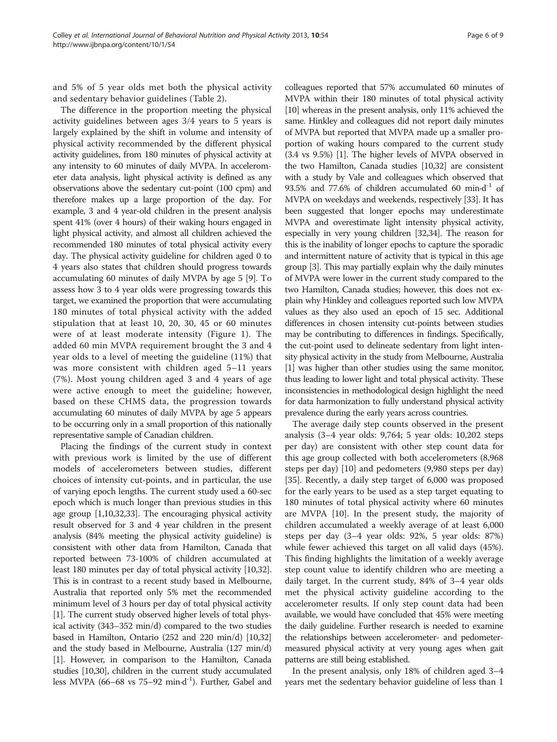and 5% of 5 year olds met both the physical activity and sedentary behavior guidelines (Table 2).

The difference in the proportion meeting the physical activity guidelines between ages 3/4 years to 5 years is largely explained by the shift in volume and intensity of physical activity recommended by the different physical activity guidelines, from 180 minutes of physical activity at any intensity to 60 minutes of daily MVPA. In accelerometer data analysis, light physical activity is defined as any observations above the sedentary cut-point (100 cpm) and therefore makes up a large proportion of the day. For example, 3 and 4 year-old children in the present analysis spent 41% (over 4 hours) of their waking hours engaged in light physical activity, and almost all children achieved the recommended 180 minutes of total physical activity every day. The physical activity guideline for children aged 0 to 4 years also states that children should progress towards accumulating 60 minutes of daily MVPA by age 5 [9]. To assess how 3 to 4 year olds were progressing towards this target, we examined the proportion that were accumulating 180 minutes of total physical activity with the added stipulation that at least 10, 20, 30, 45 or 60 minutes were of at least moderate intensity (Figure 1). The added 60 min MVPA requirement brought the 3 and 4 year olds to a level of meeting the guideline (11%) that was more consistent with children aged 5–11 years (7%). Most young children aged 3 and 4 years of age were active enough to meet the guideline; however, based on these CHMS data, the progression towards accumulating 60 minutes of daily MVPA by age 5 appears to be occurring only in a small proportion of this nationally representative sample of Canadian children.

Placing the findings of the current study in context with previous work is limited by the use of different models of accelerometers between studies, different choices of intensity cut-points, and in particular, the use of varying epoch lengths. The current study used a 60-sec epoch which is much longer than previous studies in this age group [1,10,32,33]. The encouraging physical activity result observed for 3 and 4 year children in the present analysis (84% meeting the physical activity guideline) is consistent with other data from Hamilton, Canada that reported between 73-100% of children accumulated at least 180 minutes per day of total physical activity [10,32]. This is in contrast to a recent study based in Melbourne, Australia that reported only 5% met the recommended minimum level of 3 hours per day of total physical activity [1]. The current study observed higher levels of total physical activity (343–352 min/d) compared to the two studies based in Hamilton, Ontario (252 and 220 min/d) [10,32] and the study based in Melbourne, Australia (127 min/d) [1]. However, in comparison to the Hamilton, Canada studies [10,30], children in the current study accumulated less MVPA (66–68 vs 75–92 min·d$^{-1}$). Further, Gabel and colleagues reported that 57% accumulated 60 minutes of MVPA within their 180 minutes of total physical activity [10] whereas in the present analysis, only 11% achieved the same. Hinkley and colleagues did not report daily minutes of MVPA but reported that MVPA made up a smaller proportion of waking hours compared to the current study (3.4 vs 9.5%) [1]. The higher levels of MVPA observed in the two Hamilton, Canada studies [10,32] are consistent with a study by Vale and colleagues which observed that 93.5% and 77.6% of children accumulated 60 min·d$^{-1}$ of MVPA on weekdays and weekends, respectively [33]. It has been suggested that longer epochs may underestimate MVPA and overestimate light intensity physical activity, especially in very young children [32,34]. The reason for this is the inability of longer epochs to capture the sporadic and intermittent nature of activity that is typical in this age group [3]. This may partially explain why the daily minutes of MVPA were lower in the current study compared to the two Hamilton, Canada studies; however, this does not explain why Hinkley and colleagues reported such low MVPA values as they also used an epoch of 15 sec. Additional differences in chosen intensity cut-points between studies may be contributing to differences in findings. Specifically, the cut-point used to delineate sedentary from light intensity physical activity in the study from Melbourne, Australia [1] was higher than other studies using the same monitor, thus leading to lower light and total physical activity. These inconsistencies in methodological design highlight the need for data harmonization to fully understand physical activity prevalence during the early years across countries.

The average daily step counts observed in the present analysis (3–4 year olds: 9,764; 5 year olds: 10,202 steps per day) are consistent with other step count data for this age group collected with both accelerometers (8,968 steps per day) [10] and pedometers (9,980 steps per day) [35]. Recently, a daily step target of 6,000 was proposed for the early years to be used as a step target equating to 180 minutes of total physical activity where 60 minutes are MVPA [10]. In the present study, the majority of children accumulated a weekly average of at least 6,000 steps per day (3–4 year olds: 92%, 5 year olds: 87%) while fewer achieved this target on all valid days (45%). This finding highlights the limitation of a weekly average step count value to identify children who are meeting a daily target. In the current study, 84% of 3–4 year olds met the physical activity guideline according to the accelerometer results. If only step count data had been available, we would have concluded that 45% were meeting the daily guideline. Further research is needed to examine the relationships between accelerometer- and pedometer-measured physical activity at very young ages when gait patterns are still being established.

In the present analysis, only 18% of children aged 3–4 years met the sedentary behavior guideline of less than 1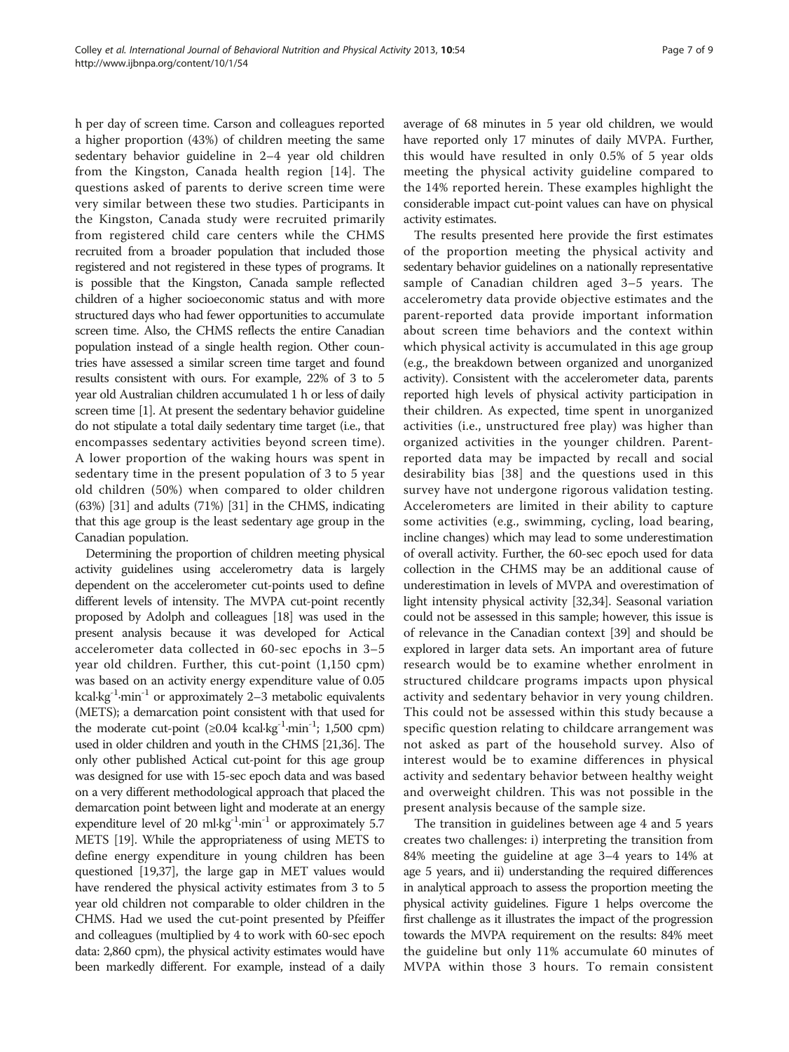h per day of screen time. Carson and colleagues reported a higher proportion (43%) of children meeting the same sedentary behavior guideline in 2–4 year old children from the Kingston, Canada health region [14]. The questions asked of parents to derive screen time were very similar between these two studies. Participants in the Kingston, Canada study were recruited primarily from registered child care centers while the CHMS recruited from a broader population that included those registered and not registered in these types of programs. It is possible that the Kingston, Canada sample reflected children of a higher socioeconomic status and with more structured days who had fewer opportunities to accumulate screen time. Also, the CHMS reflects the entire Canadian population instead of a single health region. Other countries have assessed a similar screen time target and found results consistent with ours. For example, 22% of 3 to 5 year old Australian children accumulated 1 h or less of daily screen time [1]. At present the sedentary behavior guideline do not stipulate a total daily sedentary time target (i.e., that encompasses sedentary activities beyond screen time). A lower proportion of the waking hours was spent in sedentary time in the present population of 3 to 5 year old children (50%) when compared to older children (63%) [31] and adults (71%) [31] in the CHMS, indicating that this age group is the least sedentary age group in the Canadian population.

Determining the proportion of children meeting physical activity guidelines using accelerometry data is largely dependent on the accelerometer cut-points used to define different levels of intensity. The MVPA cut-point recently proposed by Adolph and colleagues [18] was used in the present analysis because it was developed for Actical accelerometer data collected in 60-sec epochs in 3–5 year old children. Further, this cut-point (1,150 cpm) was based on an activity energy expenditure value of 0.05 $\text{kcal}\cdot\text{kg}^{-1}\cdot\text{min}^{-1}$ or approximately 2–3 metabolic equivalents (METS); a demarcation point consistent with that used for the moderate cut-point ($\geq$0.04 $\text{kcal}\cdot\text{kg}^{-1}\cdot\text{min}^{-1}$; 1,500 cpm) used in older children and youth in the CHMS [21,36]. The only other published Actical cut-point for this age group was designed for use with 15-sec epoch data and was based on a very different methodological approach that placed the demarcation point between light and moderate at an energy expenditure level of 20 $\text{ml}\cdot\text{kg}^{-1}\cdot\text{min}^{-1}$ or approximately 5.7 METS [19]. While the appropriateness of using METS to define energy expenditure in young children has been questioned [19,37], the large gap in MET values would have rendered the physical activity estimates from 3 to 5 year old children not comparable to older children in the CHMS. Had we used the cut-point presented by Pfeiffer and colleagues (multiplied by 4 to work with 60-sec epoch data: 2,860 cpm), the physical activity estimates would have been markedly different. For example, instead of a daily average of 68 minutes in 5 year old children, we would have reported only 17 minutes of daily MVPA. Further, this would have resulted in only 0.5% of 5 year olds meeting the physical activity guideline compared to the 14% reported herein. These examples highlight the considerable impact cut-point values can have on physical activity estimates.

The results presented here provide the first estimates of the proportion meeting the physical activity and sedentary behavior guidelines on a nationally representative sample of Canadian children aged 3–5 years. The accelerometry data provide objective estimates and the parent-reported data provide important information about screen time behaviors and the context within which physical activity is accumulated in this age group (e.g., the breakdown between organized and unorganized activity). Consistent with the accelerometer data, parents reported high levels of physical activity participation in their children. As expected, time spent in unorganized activities (i.e., unstructured free play) was higher than organized activities in the younger children. Parent-reported data may be impacted by recall and social desirability bias [38] and the questions used in this survey have not undergone rigorous validation testing. Accelerometers are limited in their ability to capture some activities (e.g., swimming, cycling, load bearing, incline changes) which may lead to some underestimation of overall activity. Further, the 60-sec epoch used for data collection in the CHMS may be an additional cause of underestimation in levels of MVPA and overestimation of light intensity physical activity [32,34]. Seasonal variation could not be assessed in this sample; however, this issue is of relevance in the Canadian context [39] and should be explored in larger data sets. An important area of future research would be to examine whether enrolment in structured childcare programs impacts upon physical activity and sedentary behavior in very young children. This could not be assessed within this study because a specific question relating to childcare arrangement was not asked as part of the household survey. Also of interest would be to examine differences in physical activity and sedentary behavior between healthy weight and overweight children. This was not possible in the present analysis because of the sample size.

The transition in guidelines between age 4 and 5 years creates two challenges: i) interpreting the transition from 84% meeting the guideline at age 3–4 years to 14% at age 5 years, and ii) understanding the required differences in analytical approach to assess the proportion meeting the physical activity guidelines. Figure 1 helps overcome the first challenge as it illustrates the impact of the progression towards the MVPA requirement on the results: 84% meet the guideline but only 11% accumulate 60 minutes of MVPA within those 3 hours. To remain consistent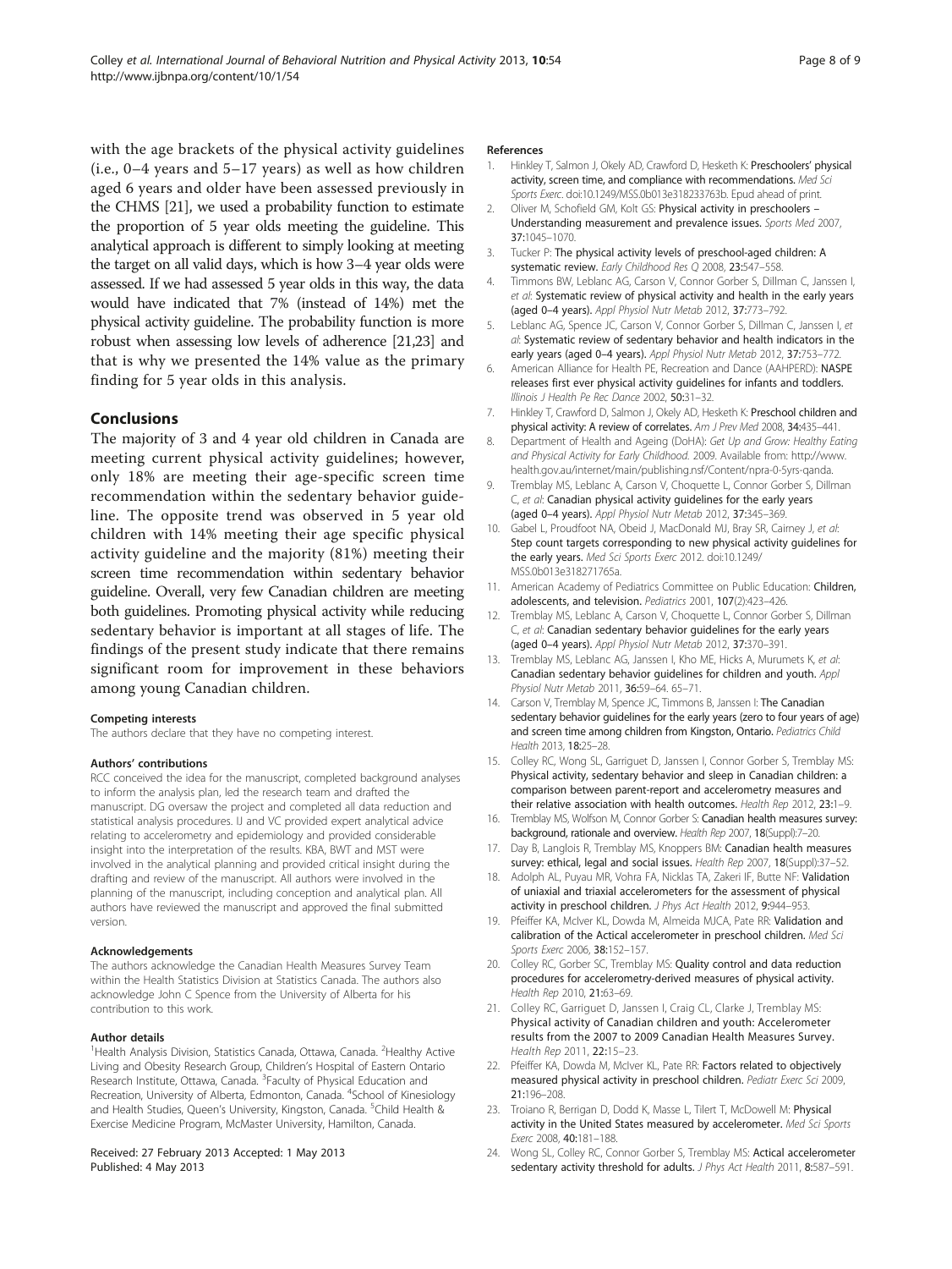with the age brackets of the physical activity guidelines (i.e., 0–4 years and 5–17 years) as well as how children aged 6 years and older have been assessed previously in the CHMS [21], we used a probability function to estimate the proportion of 5 year olds meeting the guideline. This analytical approach is different to simply looking at meeting the target on all valid days, which is how 3–4 year olds were assessed. If we had assessed 5 year olds in this way, the data would have indicated that 7% (instead of 14%) met the physical activity guideline. The probability function is more robust when assessing low levels of adherence [21,23] and that is why we presented the 14% value as the primary finding for 5 year olds in this analysis.

## Conclusions

The majority of 3 and 4 year old children in Canada are meeting current physical activity guidelines; however, only 18% are meeting their age-specific screen time recommendation within the sedentary behavior guideline. The opposite trend was observed in 5 year old children with 14% meeting their age specific physical activity guideline and the majority (81%) meeting their screen time recommendation within sedentary behavior guideline. Overall, very few Canadian children are meeting both guidelines. Promoting physical activity while reducing sedentary behavior is important at all stages of life. The findings of the present study indicate that there remains significant room for improvement in these behaviors among young Canadian children.

#### Competing interests

The authors declare that they have no competing interest.

#### Authors' contributions

RCC conceived the idea for the manuscript, completed background analyses to inform the analysis plan, led the research team and drafted the manuscript. DG oversaw the project and completed all data reduction and statistical analysis procedures. IJ and VC provided expert analytical advice relating to accelerometry and epidemiology and provided considerable insight into the interpretation of the results. KBA, BWT and MST were involved in the analytical planning and provided critical insight during the drafting and review of the manuscript. All authors were involved in the planning of the manuscript, including conception and analytical plan. All authors have reviewed the manuscript and approved the final submitted version.

#### Acknowledgements

The authors acknowledge the Canadian Health Measures Survey Team within the Health Statistics Division at Statistics Canada. The authors also acknowledge John C Spence from the University of Alberta for his contribution to this work.

#### Author details

[1]Health Analysis Division, Statistics Canada, Ottawa, Canada. [2]Healthy Active Living and Obesity Research Group, Children's Hospital of Eastern Ontario Research Institute, Ottawa, Canada. [3]Faculty of Physical Education and Recreation, University of Alberta, Edmonton, Canada. [4]School of Kinesiology and Health Studies, Queen's University, Kingston, Canada. [5]Child Health & Exercise Medicine Program, McMaster University, Hamilton, Canada.

Received: 27 February 2013 Accepted: 1 May 2013
Published: 4 May 2013

#### References

1. Hinkley T, Salmon J, Okely AD, Crawford D, Hesketh K: **Preschoolers' physical activity, screen time, and compliance with recommendations.** *Med Sci Sports Exerc*. doi:10.1249/MSS.0b013e318233763b. Epud ahead of print.
2. Oliver M, Schofield GM, Kolt GS: **Physical activity in preschoolers – Understanding measurement and prevalence issues.** *Sports Med* 2007, **37:**1045–1070.
3. Tucker P: **The physical activity levels of preschool-aged children: A systematic review.** *Early Childhood Res Q* 2008, **23:**547–558.
4. Timmons BW, Leblanc AG, Carson V, Connor Gorber S, Dillman C, Janssen I, *et al*: **Systematic review of physical activity and health in the early years (aged 0–4 years).** *Appl Physiol Nutr Metab* 2012, **37:**773–792.
5. Leblanc AG, Spence JC, Carson V, Connor Gorber S, Dillman C, Janssen I, *et al*: **Systematic review of sedentary behavior and health indicators in the early years (aged 0–4 years).** *Appl Physiol Nutr Metab* 2012, **37:**753–772.
6. American Alliance for Health PE, Recreation and Dance (AAHPERD): **NASPE releases first ever physical activity guidelines for infants and toddlers.** *Illinois J Health Pe Rec Dance* 2002, **50:**31–32.
7. Hinkley T, Crawford D, Salmon J, Okely AD, Hesketh K: **Preschool children and physical activity: A review of correlates.** *Am J Prev Med* 2008, **34:**435–441.
8. Department of Health and Ageing (DoHA): *Get Up and Grow: Healthy Eating and Physical Activity for Early Childhood.* 2009. Available from: http://www.health.gov.au/internet/main/publishing.nsf/Content/npra-0-5yrs-qanda.
9. Tremblay MS, Leblanc A, Carson V, Choquette L, Connor Gorber S, Dillman C, *et al*: **Canadian physical activity guidelines for the early years (aged 0–4 years).** *Appl Physiol Nutr Metab* 2012, **37:**345–369.
10. Gabel L, Proudfoot NA, Obeid J, MacDonald MJ, Bray SR, Cairney J, *et al*: **Step count targets corresponding to new physical activity guidelines for the early years.** *Med Sci Sports Exerc* 2012. doi:10.1249/MSS.0b013e318271765a.
11. American Academy of Pediatrics Committee on Public Education: **Children, adolescents, and television.** *Pediatrics* 2001, **107**(2):423–426.
12. Tremblay MS, Leblanc A, Carson V, Choquette L, Connor Gorber S, Dillman C, *et al*: **Canadian sedentary behavior guidelines for the early years (aged 0–4 years).** *Appl Physiol Nutr Metab* 2012, **37:**370–391.
13. Tremblay MS, Leblanc AG, Janssen I, Kho ME, Hicks A, Murumets K, *et al*: **Canadian sedentary behavior guidelines for children and youth.** *Appl Physiol Nutr Metab* 2011, **36:**59–64. 65–71.
14. Carson V, Tremblay M, Spence JC, Timmons B, Janssen I: **The Canadian sedentary behavior guidelines for the early years (zero to four years of age) and screen time among children from Kingston, Ontario.** *Pediatrics Child Health* 2013, **18:**25–28.
15. Colley RC, Wong SL, Garriguet D, Janssen I, Connor Gorber S, Tremblay MS: **Physical activity, sedentary behavior and sleep in Canadian children: a comparison between parent-report and accelerometry measures and their relative association with health outcomes.** *Health Rep* 2012, **23:**1–9.
16. Tremblay MS, Wolfson M, Connor Gorber S: **Canadian health measures survey: background, rationale and overview.** *Health Rep* 2007, **18**(Suppl):7–20.
17. Day B, Langlois R, Tremblay MS, Knoppers BM: **Canadian health measures survey: ethical, legal and social issues.** *Health Rep* 2007, **18**(Suppl):37–52.
18. Adolph AL, Puyau MR, Vohra FA, Nicklas TA, Zakeri IF, Butte NF: **Validation of uniaxial and triaxial accelerometers for the assessment of physical activity in preschool children.** *J Phys Act Health* 2012, **9:**944–953.
19. Pfeiffer KA, McIver KL, Dowda M, Almeida MJCA, Pate RR: **Validation and calibration of the Actical accelerometer in preschool children.** *Med Sci Sports Exerc* 2006, **38:**152–157.
20. Colley RC, Gorber SC, Tremblay MS: **Quality control and data reduction procedures for accelerometry-derived measures of physical activity.** *Health Rep* 2010, **21:**63–69.
21. Colley RC, Garriguet D, Janssen I, Craig CL, Clarke J, Tremblay MS: **Physical activity of Canadian children and youth: Accelerometer results from the 2007 to 2009 Canadian Health Measures Survey.** *Health Rep* 2011, **22:**15–23.
22. Pfeiffer KA, Dowda M, McIver KL, Pate RR: **Factors related to objectively measured physical activity in preschool children.** *Pediatr Exerc Sci* 2009, **21:**196–208.
23. Troiano R, Berrigan D, Dodd K, Masse L, Tilert T, McDowell M: **Physical activity in the United States measured by accelerometer.** *Med Sci Sports Exerc* 2008, **40:**181–188.
24. Wong SL, Colley RC, Connor Gorber S, Tremblay MS: **Actical accelerometer sedentary activity threshold for adults.** *J Phys Act Health* 2011, **8:**587–591.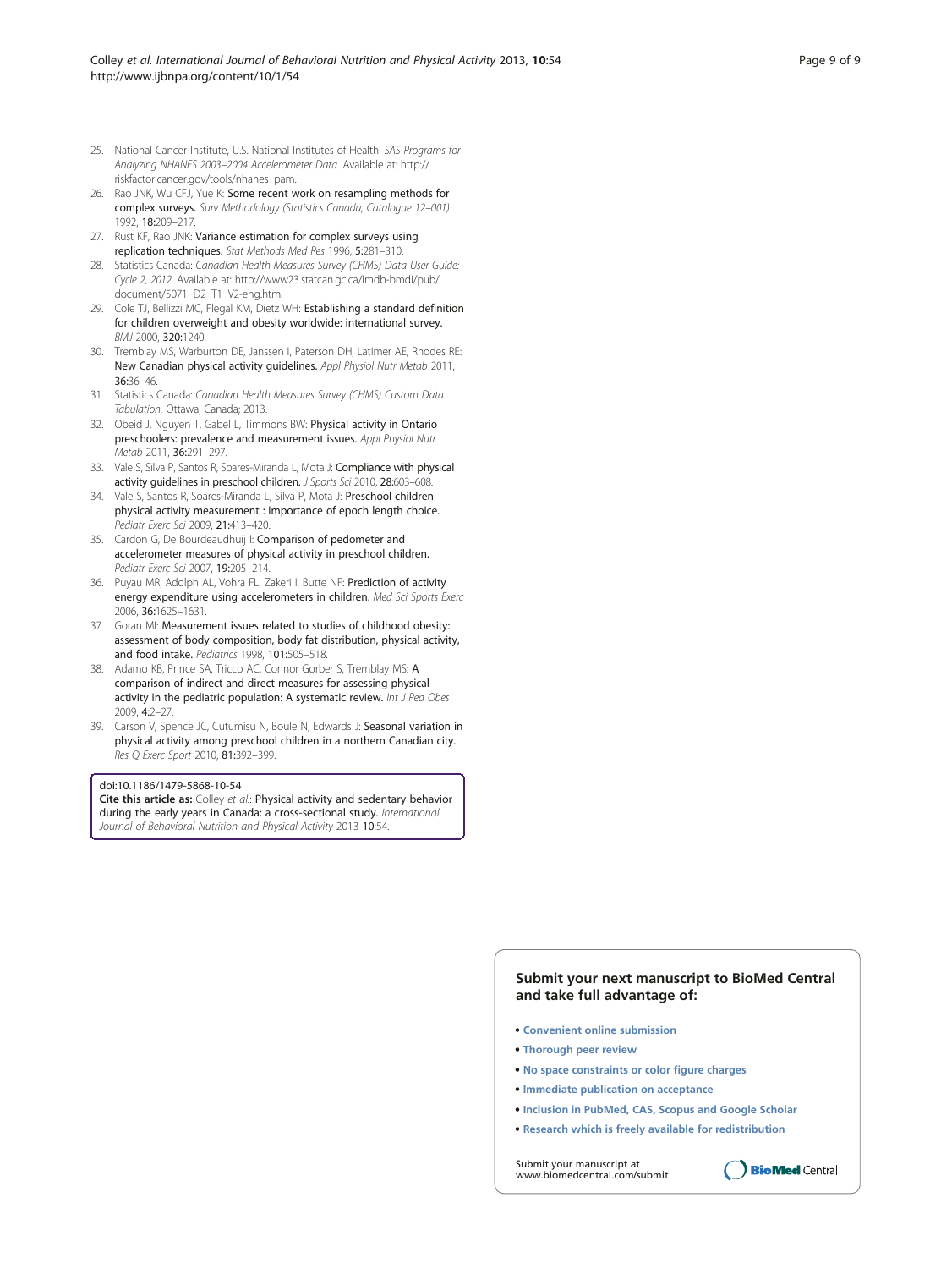25. National Cancer Institute, U.S. National Institutes of Health: *SAS Programs for Analyzing NHANES 2003–2004 Accelerometer Data.* Available at: http://riskfactor.cancer.gov/tools/nhanes_pam.
26. Rao JNK, Wu CFJ, Yue K: Some recent work on resampling methods for complex surveys. *Surv Methodology (Statistics Canada, Catalogue 12–001)* 1992, **18**:209–217.
27. Rust KF, Rao JNK: Variance estimation for complex surveys using replication techniques. *Stat Methods Med Res* 1996, **5**:281–310.
28. Statistics Canada: *Canadian Health Measures Survey (CHMS) Data User Guide: Cycle 2, 2012.* Available at: http://www23.statcan.gc.ca/imdb-bmdi/pub/document/5071_D2_T1_V2-eng.htm.
29. Cole TJ, Bellizzi MC, Flegal KM, Dietz WH: Establishing a standard definition for children overweight and obesity worldwide: international survey. *BMJ* 2000, **320**:1240.
30. Tremblay MS, Warburton DE, Janssen I, Paterson DH, Latimer AE, Rhodes RE: New Canadian physical activity guidelines. *Appl Physiol Nutr Metab* 2011, **36**:36–46.
31. Statistics Canada: *Canadian Health Measures Survey (CHMS) Custom Data Tabulation.* Ottawa, Canada; 2013.
32. Obeid J, Nguyen T, Gabel L, Timmons BW: Physical activity in Ontario preschoolers: prevalence and measurement issues. *Appl Physiol Nutr Metab* 2011, **36**:291–297.
33. Vale S, Silva P, Santos R, Soares-Miranda L, Mota J: Compliance with physical activity guidelines in preschool children. *J Sports Sci* 2010, **28**:603–608.
34. Vale S, Santos R, Soares-Miranda L, Silva P, Mota J: Preschool children physical activity measurement : importance of epoch length choice. *Pediatr Exerc Sci* 2009, **21**:413–420.
35. Cardon G, De Bourdeaudhuij I: Comparison of pedometer and accelerometer measures of physical activity in preschool children. *Pediatr Exerc Sci* 2007, **19**:205–214.
36. Puyau MR, Adolph AL, Vohra FL, Zakeri I, Butte NF: Prediction of activity energy expenditure using accelerometers in children. *Med Sci Sports Exerc* 2006, **36**:1625–1631.
37. Goran MI: Measurement issues related to studies of childhood obesity: assessment of body composition, body fat distribution, physical activity, and food intake. *Pediatrics* 1998, **101**:505–518.
38. Adamo KB, Prince SA, Tricco AC, Connor Gorber S, Tremblay MS: A comparison of indirect and direct measures for assessing physical activity in the pediatric population: A systematic review. *Int J Ped Obes* 2009, **4**:2–27.
39. Carson V, Spence JC, Cutumisu N, Boule N, Edwards J: Seasonal variation in physical activity among preschool children in a northern Canadian city. *Res Q Exerc Sport* 2010, **81**:392–399.

doi:10.1186/1479-5868-10-54

**Cite this article as:** Colley *et al.*: Physical activity and sedentary behavior during the early years in Canada: a cross-sectional study. *International Journal of Behavioral Nutrition and Physical Activity* 2013 10:54.

**Submit your next manuscript to BioMed Central and take full advantage of:**

- **Convenient online submission**
- **Thorough peer review**
- **No space constraints or color figure charges**
- **Immediate publication on acceptance**
- **Inclusion in PubMed, CAS, Scopus and Google Scholar**
- **Research which is freely available for redistribution**

Submit your manuscript at www.biomedcentral.com/submit

BioMed Central